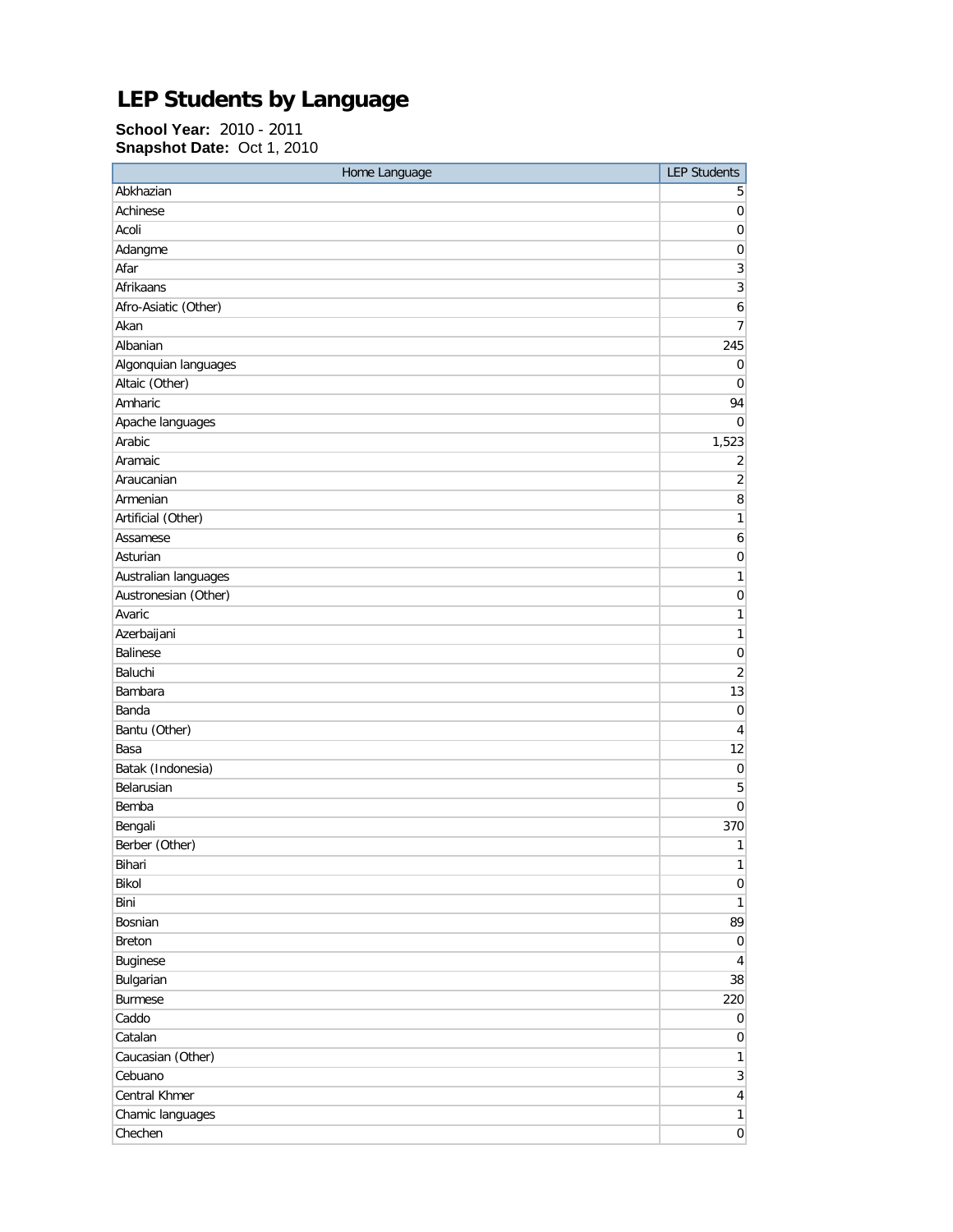# LEP Students by Language

**School Year:** 2010 - 2011
**Snapshot Date:** Oct 1, 2010

| Home Language | LEP Students |
|---|---|
| Abkhazian | 5 |
| Achinese | 0 |
| Acoli | 0 |
| Adangme | 0 |
| Afar | 3 |
| Afrikaans | 3 |
| Afro-Asiatic (Other) | 6 |
| Akan | 7 |
| Albanian | 245 |
| Algonquian languages | 0 |
| Altaic (Other) | 0 |
| Amharic | 94 |
| Apache languages | 0 |
| Arabic | 1,523 |
| Aramaic | 2 |
| Araucanian | 2 |
| Armenian | 8 |
| Artificial (Other) | 1 |
| Assamese | 6 |
| Asturian | 0 |
| Australian languages | 1 |
| Austronesian (Other) | 0 |
| Avaric | 1 |
| Azerbaijani | 1 |
| Balinese | 0 |
| Baluchi | 2 |
| Bambara | 13 |
| Banda | 0 |
| Bantu (Other) | 4 |
| Basa | 12 |
| Batak (Indonesia) | 0 |
| Belarusian | 5 |
| Bemba | 0 |
| Bengali | 370 |
| Berber (Other) | 1 |
| Bihari | 1 |
| Bikol | 0 |
| Bini | 1 |
| Bosnian | 89 |
| Breton | 0 |
| Buginese | 4 |
| Bulgarian | 38 |
| Burmese | 220 |
| Caddo | 0 |
| Catalan | 0 |
| Caucasian (Other) | 1 |
| Cebuano | 3 |
| Central Khmer | 4 |
| Chamic languages | 1 |
| Chechen | 0 |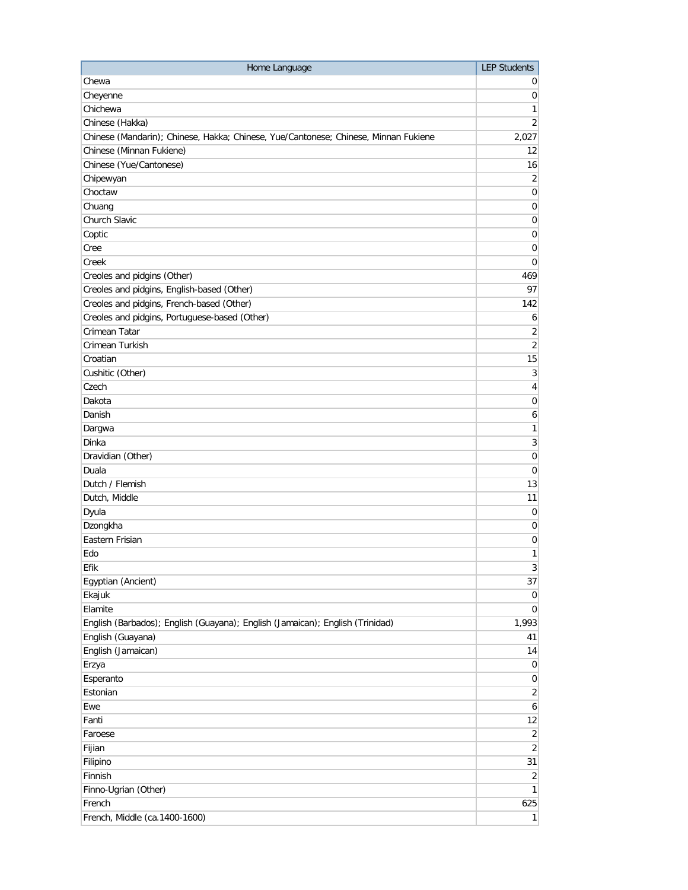| Home Language | LEP Students |
| --- | --- |
| Chewa | 0 |
| Cheyenne | 0 |
| Chichewa | 1 |
| Chinese (Hakka) | 2 |
| Chinese (Mandarin); Chinese, Hakka; Chinese, Yue/Cantonese; Chinese, Minnan Fukiene | 2,027 |
| Chinese (Minnan Fukiene) | 12 |
| Chinese (Yue/Cantonese) | 16 |
| Chipewyan | 2 |
| Choctaw | 0 |
| Chuang | 0 |
| Church Slavic | 0 |
| Coptic | 0 |
| Cree | 0 |
| Creek | 0 |
| Creoles and pidgins (Other) | 469 |
| Creoles and pidgins, English-based (Other) | 97 |
| Creoles and pidgins, French-based (Other) | 142 |
| Creoles and pidgins, Portuguese-based (Other) | 6 |
| Crimean Tatar | 2 |
| Crimean Turkish | 2 |
| Croatian | 15 |
| Cushitic (Other) | 3 |
| Czech | 4 |
| Dakota | 0 |
| Danish | 6 |
| Dargwa | 1 |
| Dinka | 3 |
| Dravidian (Other) | 0 |
| Duala | 0 |
| Dutch / Flemish | 13 |
| Dutch, Middle | 11 |
| Dyula | 0 |
| Dzongkha | 0 |
| Eastern Frisian | 0 |
| Edo | 1 |
| Efik | 3 |
| Egyptian (Ancient) | 37 |
| Ekajuk | 0 |
| Elamite | 0 |
| English (Barbados); English (Guayana); English (Jamaican); English (Trinidad) | 1,993 |
| English (Guayana) | 41 |
| English (Jamaican) | 14 |
| Erzya | 0 |
| Esperanto | 0 |
| Estonian | 2 |
| Ewe | 6 |
| Fanti | 12 |
| Faroese | 2 |
| Fijian | 2 |
| Filipino | 31 |
| Finnish | 2 |
| Finno-Ugrian (Other) | 1 |
| French | 625 |
| French, Middle (ca.1400-1600) | 1 |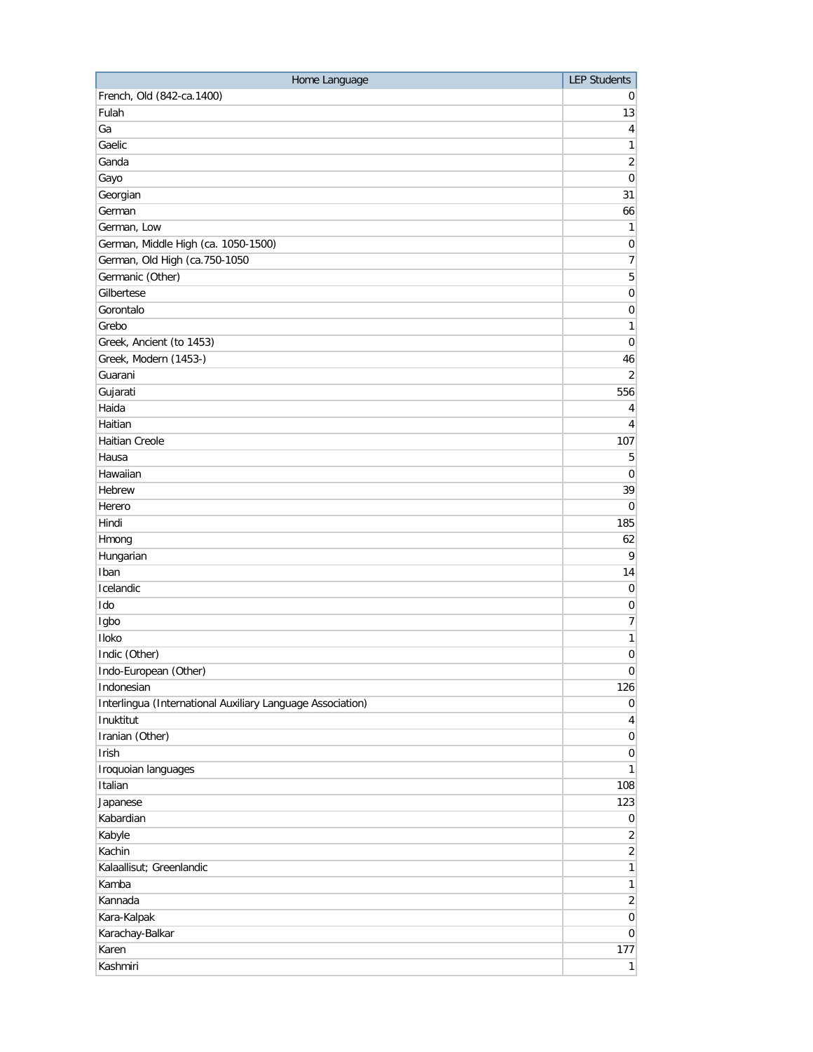| Home Language | LEP Students |
|---|---|
| French, Old (842-ca.1400) | 0 |
| Fulah | 13 |
| Ga | 4 |
| Gaelic | 1 |
| Ganda | 2 |
| Gayo | 0 |
| Georgian | 31 |
| German | 66 |
| German, Low | 1 |
| German, Middle High (ca. 1050-1500) | 0 |
| German, Old High (ca.750-1050 | 7 |
| Germanic (Other) | 5 |
| Gilbertese | 0 |
| Gorontalo | 0 |
| Grebo | 1 |
| Greek, Ancient (to 1453) | 0 |
| Greek, Modern (1453-) | 46 |
| Guarani | 2 |
| Gujarati | 556 |
| Haida | 4 |
| Haitian | 4 |
| Haitian Creole | 107 |
| Hausa | 5 |
| Hawaiian | 0 |
| Hebrew | 39 |
| Herero | 0 |
| Hindi | 185 |
| Hmong | 62 |
| Hungarian | 9 |
| Iban | 14 |
| Icelandic | 0 |
| Ido | 0 |
| Igbo | 7 |
| Iloko | 1 |
| Indic (Other) | 0 |
| Indo-European (Other) | 0 |
| Indonesian | 126 |
| Interlingua (International Auxiliary Language Association) | 0 |
| Inuktitut | 4 |
| Iranian (Other) | 0 |
| Irish | 0 |
| Iroquoian languages | 1 |
| Italian | 108 |
| Japanese | 123 |
| Kabardian | 0 |
| Kabyle | 2 |
| Kachin | 2 |
| Kalaallisut; Greenlandic | 1 |
| Kamba | 1 |
| Kannada | 2 |
| Kara-Kalpak | 0 |
| Karachay-Balkar | 0 |
| Karen | 177 |
| Kashmiri | 1 |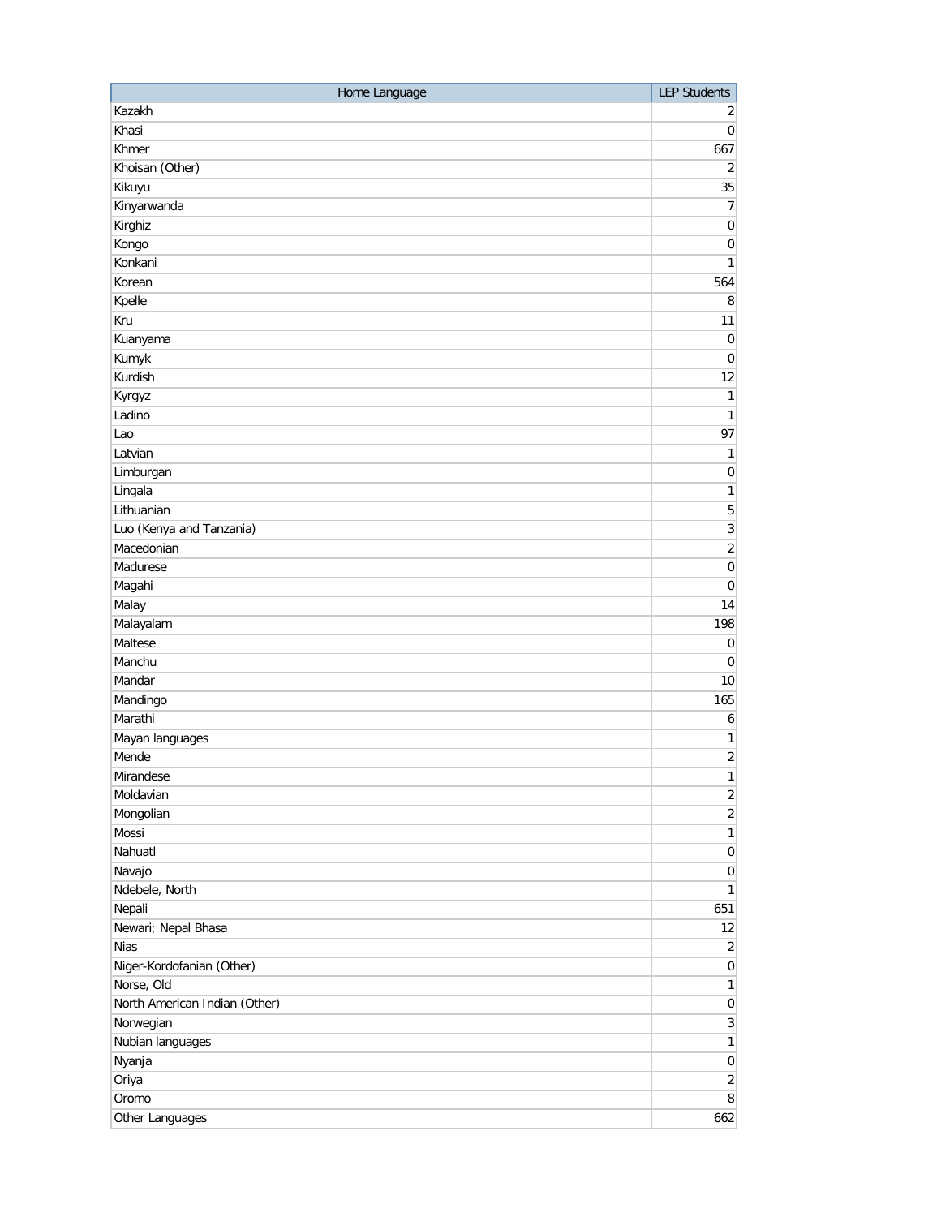| Home Language | LEP Students |
|---|---|
| Kazakh | 2 |
| Khasi | 0 |
| Khmer | 667 |
| Khoisan (Other) | 2 |
| Kikuyu | 35 |
| Kinyarwanda | 7 |
| Kirghiz | 0 |
| Kongo | 0 |
| Konkani | 1 |
| Korean | 564 |
| Kpelle | 8 |
| Kru | 11 |
| Kuanyama | 0 |
| Kumyk | 0 |
| Kurdish | 12 |
| Kyrgyz | 1 |
| Ladino | 1 |
| Lao | 97 |
| Latvian | 1 |
| Limburgan | 0 |
| Lingala | 1 |
| Lithuanian | 5 |
| Luo (Kenya and Tanzania) | 3 |
| Macedonian | 2 |
| Madurese | 0 |
| Magahi | 0 |
| Malay | 14 |
| Malayalam | 198 |
| Maltese | 0 |
| Manchu | 0 |
| Mandar | 10 |
| Mandingo | 165 |
| Marathi | 6 |
| Mayan languages | 1 |
| Mende | 2 |
| Mirandese | 1 |
| Moldavian | 2 |
| Mongolian | 2 |
| Mossi | 1 |
| Nahuatl | 0 |
| Navajo | 0 |
| Ndebele, North | 1 |
| Nepali | 651 |
| Newari; Nepal Bhasa | 12 |
| Nias | 2 |
| Niger-Kordofanian (Other) | 0 |
| Norse, Old | 1 |
| North American Indian (Other) | 0 |
| Norwegian | 3 |
| Nubian languages | 1 |
| Nyanja | 0 |
| Oriya | 2 |
| Oromo | 8 |
| Other Languages | 662 |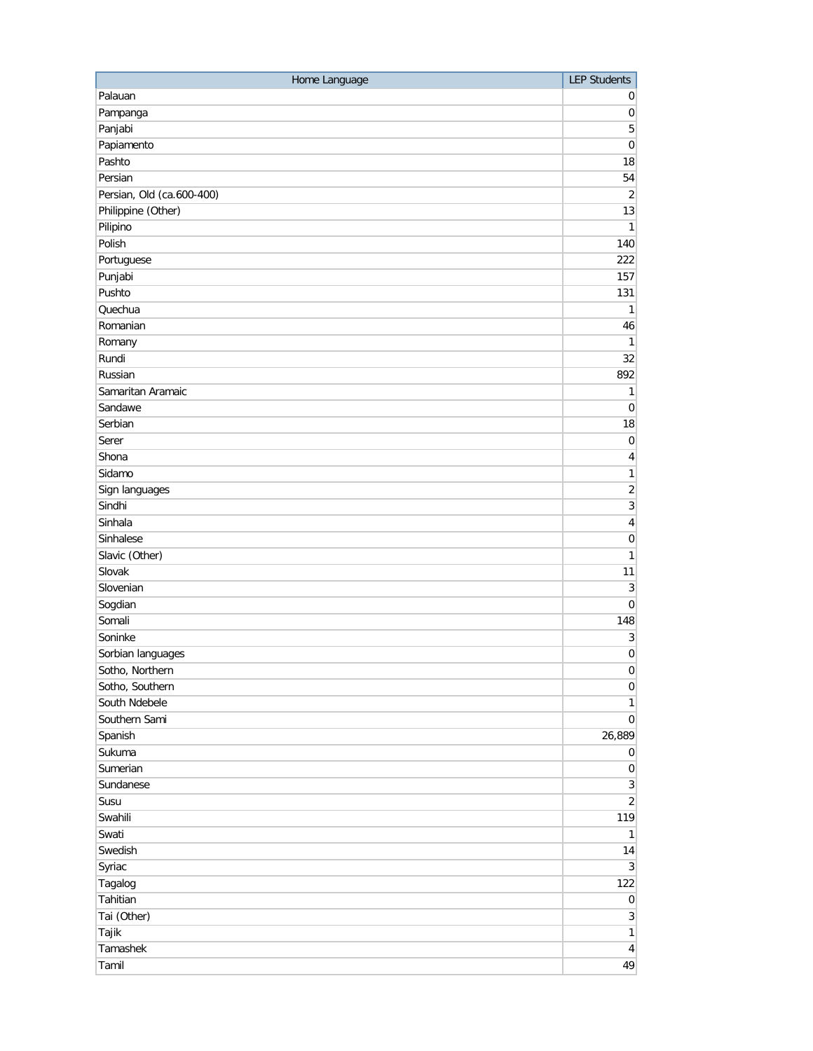| Home Language | LEP Students |
|---|---|
| Palauan | 0 |
| Pampanga | 0 |
| Panjabi | 5 |
| Papiamento | 0 |
| Pashto | 18 |
| Persian | 54 |
| Persian, Old (ca.600-400) | 2 |
| Philippine (Other) | 13 |
| Pilipino | 1 |
| Polish | 140 |
| Portuguese | 222 |
| Punjabi | 157 |
| Pushto | 131 |
| Quechua | 1 |
| Romanian | 46 |
| Romany | 1 |
| Rundi | 32 |
| Russian | 892 |
| Samaritan Aramaic | 1 |
| Sandawe | 0 |
| Serbian | 18 |
| Serer | 0 |
| Shona | 4 |
| Sidamo | 1 |
| Sign languages | 2 |
| Sindhi | 3 |
| Sinhala | 4 |
| Sinhalese | 0 |
| Slavic (Other) | 1 |
| Slovak | 11 |
| Slovenian | 3 |
| Sogdian | 0 |
| Somali | 148 |
| Soninke | 3 |
| Sorbian languages | 0 |
| Sotho, Northern | 0 |
| Sotho, Southern | 0 |
| South Ndebele | 1 |
| Southern Sami | 0 |
| Spanish | 26,889 |
| Sukuma | 0 |
| Sumerian | 0 |
| Sundanese | 3 |
| Susu | 2 |
| Swahili | 119 |
| Swati | 1 |
| Swedish | 14 |
| Syriac | 3 |
| Tagalog | 122 |
| Tahitian | 0 |
| Tai (Other) | 3 |
| Tajik | 1 |
| Tamashek | 4 |
| Tamil | 49 |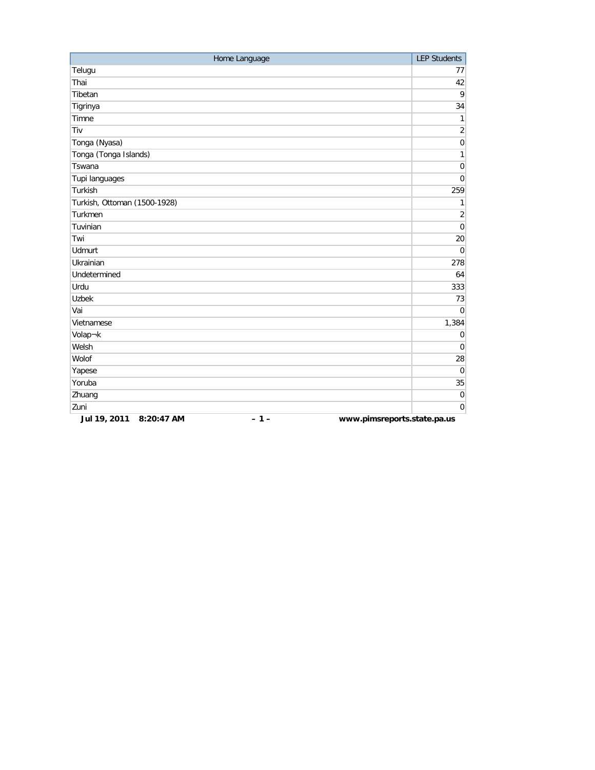| Home Language | LEP Students |
|---|---|
| Telugu | 77 |
| Thai | 42 |
| Tibetan | 9 |
| Tigrinya | 34 |
| Timne | 1 |
| Tiv | 2 |
| Tonga (Nyasa) | 0 |
| Tonga (Tonga Islands) | 1 |
| Tswana | 0 |
| Tupi languages | 0 |
| Turkish | 259 |
| Turkish, Ottoman (1500-1928) | 1 |
| Turkmen | 2 |
| Tuvinian | 0 |
| Twi | 20 |
| Udmurt | 0 |
| Ukrainian | 278 |
| Undetermined | 64 |
| Urdu | 333 |
| Uzbek | 73 |
| Vai | 0 |
| Vietnamese | 1,384 |
| Volap¬k | 0 |
| Welsh | 0 |
| Wolof | 28 |
| Yapese | 0 |
| Yoruba | 35 |
| Zhuang | 0 |
| Zuni | 0 |

**Jul 19, 2011 8:20:47 AM** **www.pimsreports.state.pa.us**